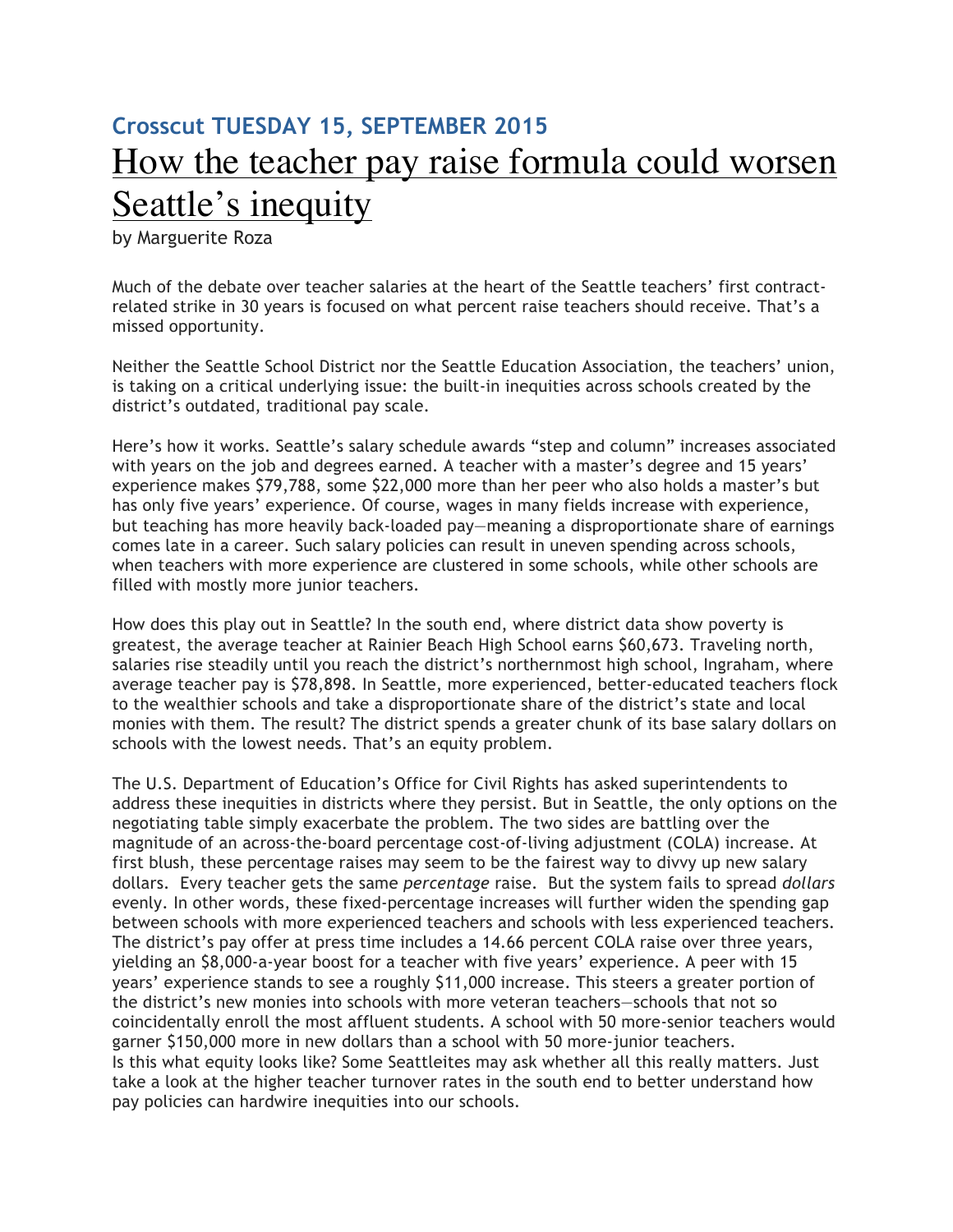**Crosscut TUESDAY 15, SEPTEMBER 2015**

# How the teacher pay raise formula could worsen Seattle's inequity

by Marguerite Roza

Much of the debate over teacher salaries at the heart of the Seattle teachers' first contract-related strike in 30 years is focused on what percent raise teachers should receive. That's a missed opportunity.

Neither the Seattle School District nor the Seattle Education Association, the teachers' union, is taking on a critical underlying issue: the built-in inequities across schools created by the district's outdated, traditional pay scale.

Here's how it works. Seattle's salary schedule awards "step and column" increases associated with years on the job and degrees earned. A teacher with a master's degree and 15 years' experience makes $79,788, some $22,000 more than her peer who also holds a master's but has only five years' experience. Of course, wages in many fields increase with experience, but teaching has more heavily back-loaded pay—meaning a disproportionate share of earnings comes late in a career. Such salary policies can result in uneven spending across schools, when teachers with more experience are clustered in some schools, while other schools are filled with mostly more junior teachers.

How does this play out in Seattle? In the south end, where district data show poverty is greatest, the average teacher at Rainier Beach High School earns $60,673. Traveling north, salaries rise steadily until you reach the district's northernmost high school, Ingraham, where average teacher pay is $78,898. In Seattle, more experienced, better-educated teachers flock to the wealthier schools and take a disproportionate share of the district's state and local monies with them. The result? The district spends a greater chunk of its base salary dollars on schools with the lowest needs. That's an equity problem.

The U.S. Department of Education's Office for Civil Rights has asked superintendents to address these inequities in districts where they persist. But in Seattle, the only options on the negotiating table simply exacerbate the problem. The two sides are battling over the magnitude of an across-the-board percentage cost-of-living adjustment (COLA) increase. At first blush, these percentage raises may seem to be the fairest way to divvy up new salary dollars. Every teacher gets the same *percentage* raise. But the system fails to spread *dollars* evenly. In other words, these fixed-percentage increases will further widen the spending gap between schools with more experienced teachers and schools with less experienced teachers. The district's pay offer at press time includes a 14.66 percent COLA raise over three years, yielding an $8,000-a-year boost for a teacher with five years' experience. A peer with 15 years' experience stands to see a roughly $11,000 increase. This steers a greater portion of the district's new monies into schools with more veteran teachers—schools that not so coincidentally enroll the most affluent students. A school with 50 more-senior teachers would garner $150,000 more in new dollars than a school with 50 more-junior teachers.
Is this what equity looks like? Some Seattleites may ask whether all this really matters. Just take a look at the higher teacher turnover rates in the south end to better understand how pay policies can hardwire inequities into our schools.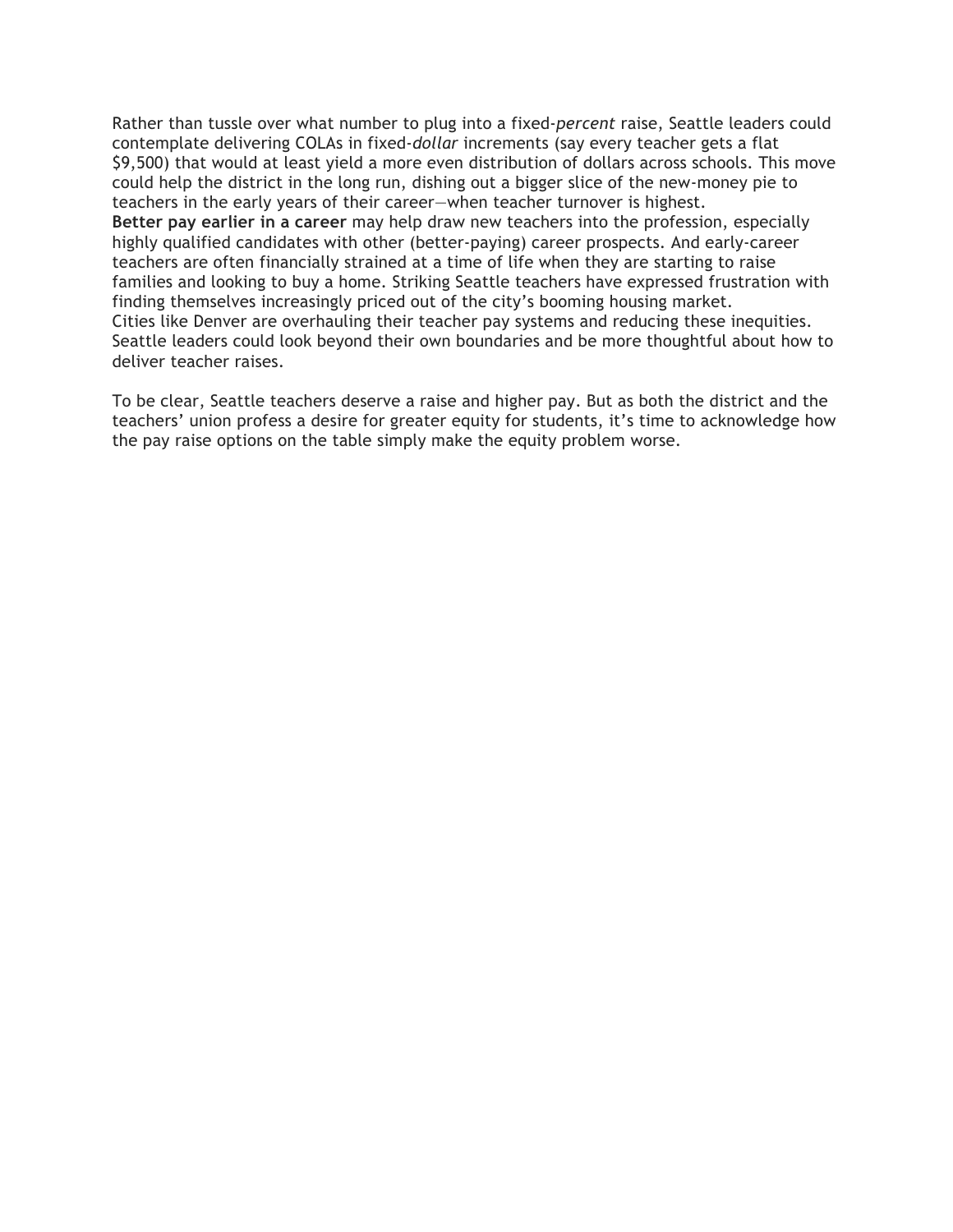Rather than tussle over what number to plug into a fixed-*percent* raise, Seattle leaders could contemplate delivering COLAs in fixed-*dollar* increments (say every teacher gets a flat $9,500) that would at least yield a more even distribution of dollars across schools. This move could help the district in the long run, dishing out a bigger slice of the new-money pie to teachers in the early years of their career—when teacher turnover is highest.

**Better pay earlier in a career** may help draw new teachers into the profession, especially highly qualified candidates with other (better-paying) career prospects. And early-career teachers are often financially strained at a time of life when they are starting to raise families and looking to buy a home. Striking Seattle teachers have expressed frustration with finding themselves increasingly priced out of the city's booming housing market.

Cities like Denver are overhauling their teacher pay systems and reducing these inequities. Seattle leaders could look beyond their own boundaries and be more thoughtful about how to deliver teacher raises.

To be clear, Seattle teachers deserve a raise and higher pay. But as both the district and the teachers' union profess a desire for greater equity for students, it's time to acknowledge how the pay raise options on the table simply make the equity problem worse.